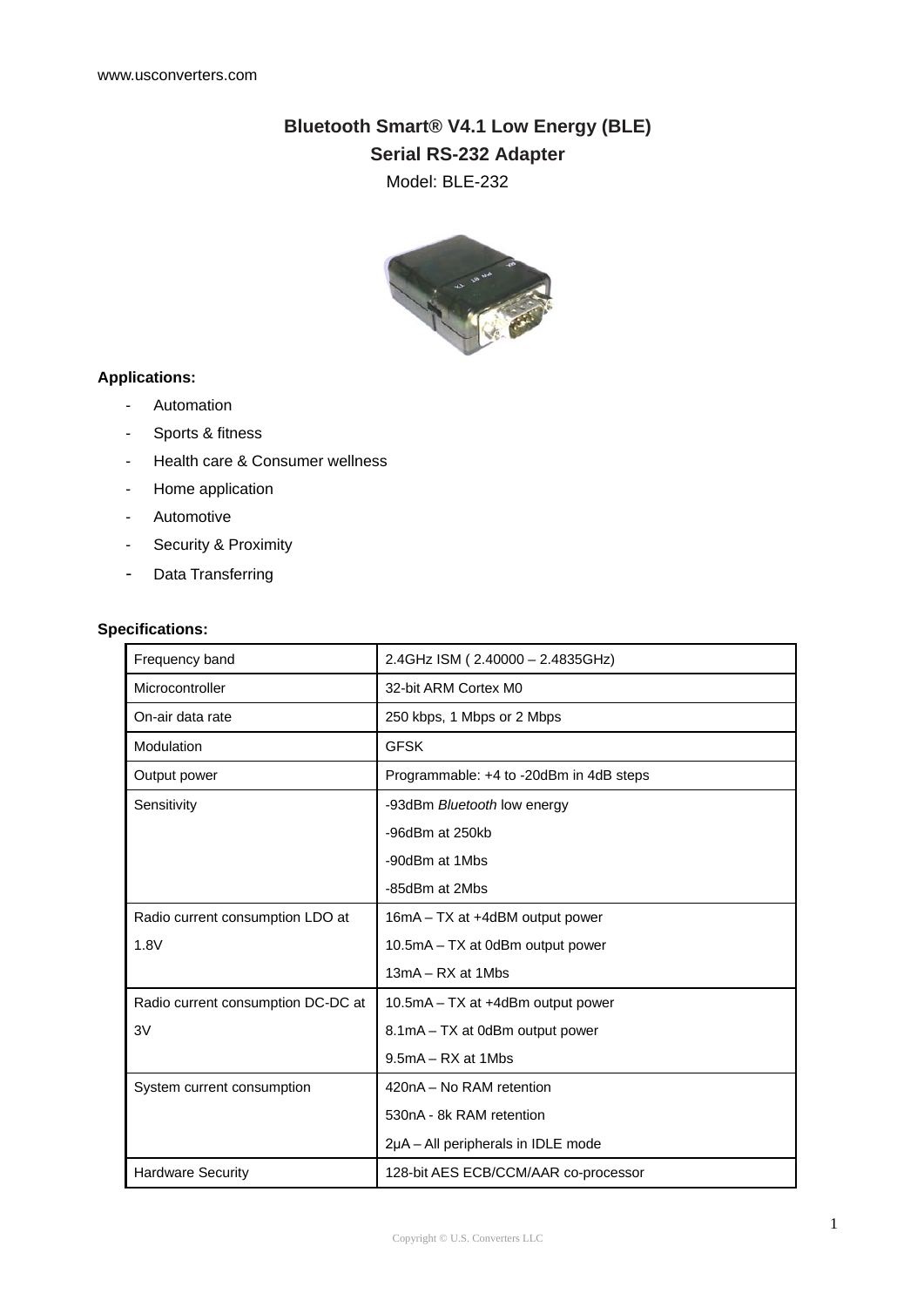# Bluetooth Smart® V4.1 Low Energy (BLE)

## Serial RS-232 Adapter

Model: BLE-232

**Applications:**

- Automation
- Sports & fitness
- Health care & Consumer wellness
- Home application
- Automotive
- Security & Proximity
- Data Transferring

**Specifications:**

| Frequency band | 2.4GHz ISM ( 2.40000 – 2.4835GHz) |
|---|---|
| Microcontroller | 32-bit ARM Cortex M0 |
| On-air data rate | 250 kbps, 1 Mbps or 2 Mbps |
| Modulation | GFSK |
| Output power | Programmable: +4 to -20dBm in 4dB steps |
| Sensitivity | -93dBm *Bluetooth* low energy<br>-96dBm at 250kb<br>-90dBm at 1Mbs<br>-85dBm at 2Mbs |
| Radio current consumption LDO at 1.8V | 16mA – TX at +4dBM output power<br>10.5mA – TX at 0dBm output power<br>13mA – RX at 1Mbs |
| Radio current consumption DC-DC at 3V | 10.5mA – TX at +4dBm output power<br>8.1mA – TX at 0dBm output power<br>9.5mA – RX at 1Mbs |
| System current consumption | 420nA – No RAM retention<br>530nA - 8k RAM retention<br>2µA – All peripherals in IDLE mode |
| Hardware Security | 128-bit AES ECB/CCM/AAR co-processor |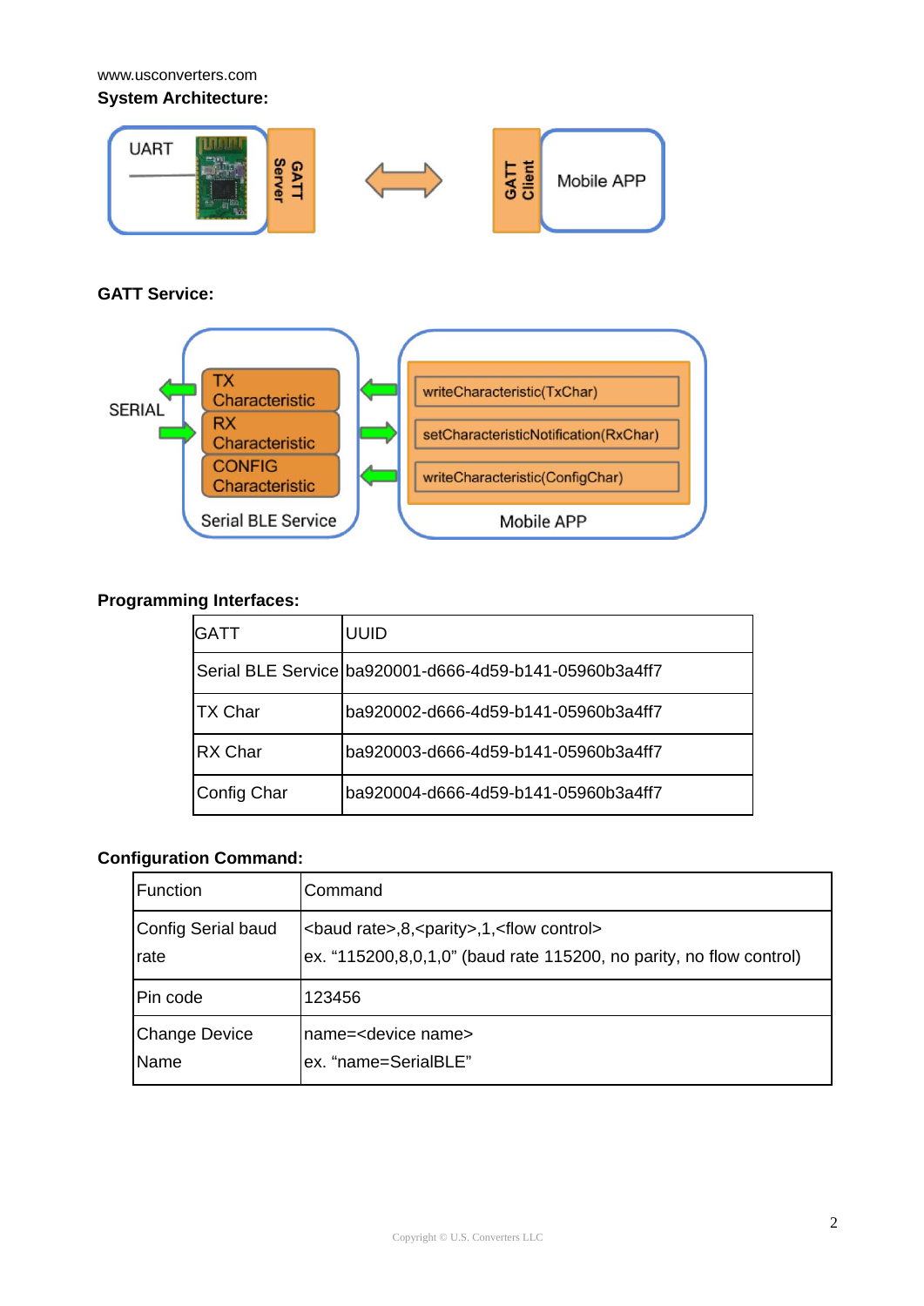www.usconverters.com

**System Architecture:**

**GATT Service:**

**Programming Interfaces:**

| GATT | UUID |
|---|---|
| Serial BLE Service | ba920001-d666-4d59-b141-05960b3a4ff7 |
| TX Char | ba920002-d666-4d59-b141-05960b3a4ff7 |
| RX Char | ba920003-d666-4d59-b141-05960b3a4ff7 |
| Config Char | ba920004-d666-4d59-b141-05960b3a4ff7 |

**Configuration Command:**

| Function | Command |
|---|---|
| Config Serial baud rate | <baud rate>,8,<parity>,1,<flow control><br>ex. "115200,8,0,1,0" (baud rate 115200, no parity, no flow control) |
| Pin code | 123456 |
| Change Device Name | name=<device name><br>ex. "name=SerialBLE" |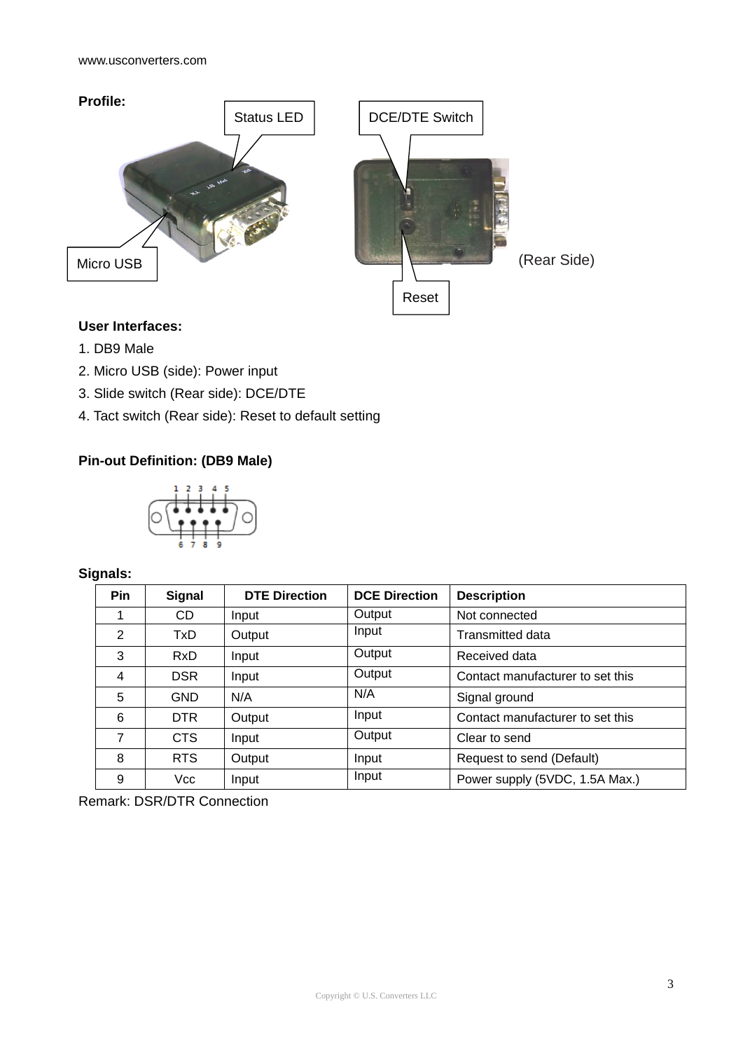www.usconverters.com

**Profile:**

Status LED

DCE/DTE Switch

Micro USB

(Rear Side)

Reset

**User Interfaces:**

1. DB9 Male
2. Micro USB (side): Power input
3. Slide switch (Rear side): DCE/DTE
4. Tact switch (Rear side): Reset to default setting

**Pin-out Definition: (DB9 Male)**

**Signals:**

| Pin | Signal | DTE Direction | DCE Direction | Description |
|---|---|---|---|---|
| 1 | CD | Input | Output | Not connected |
| 2 | TxD | Output | Input | Transmitted data |
| 3 | RxD | Input | Output | Received data |
| 4 | DSR | Input | Output | Contact manufacturer to set this |
| 5 | GND | N/A | N/A | Signal ground |
| 6 | DTR | Output | Input | Contact manufacturer to set this |
| 7 | CTS | Input | Output | Clear to send |
| 8 | RTS | Output | Input | Request to send (Default) |
| 9 | Vcc | Input | Input | Power supply (5VDC, 1.5A Max.) |

Remark: DSR/DTR Connection

Copyright © U.S. Converters LLC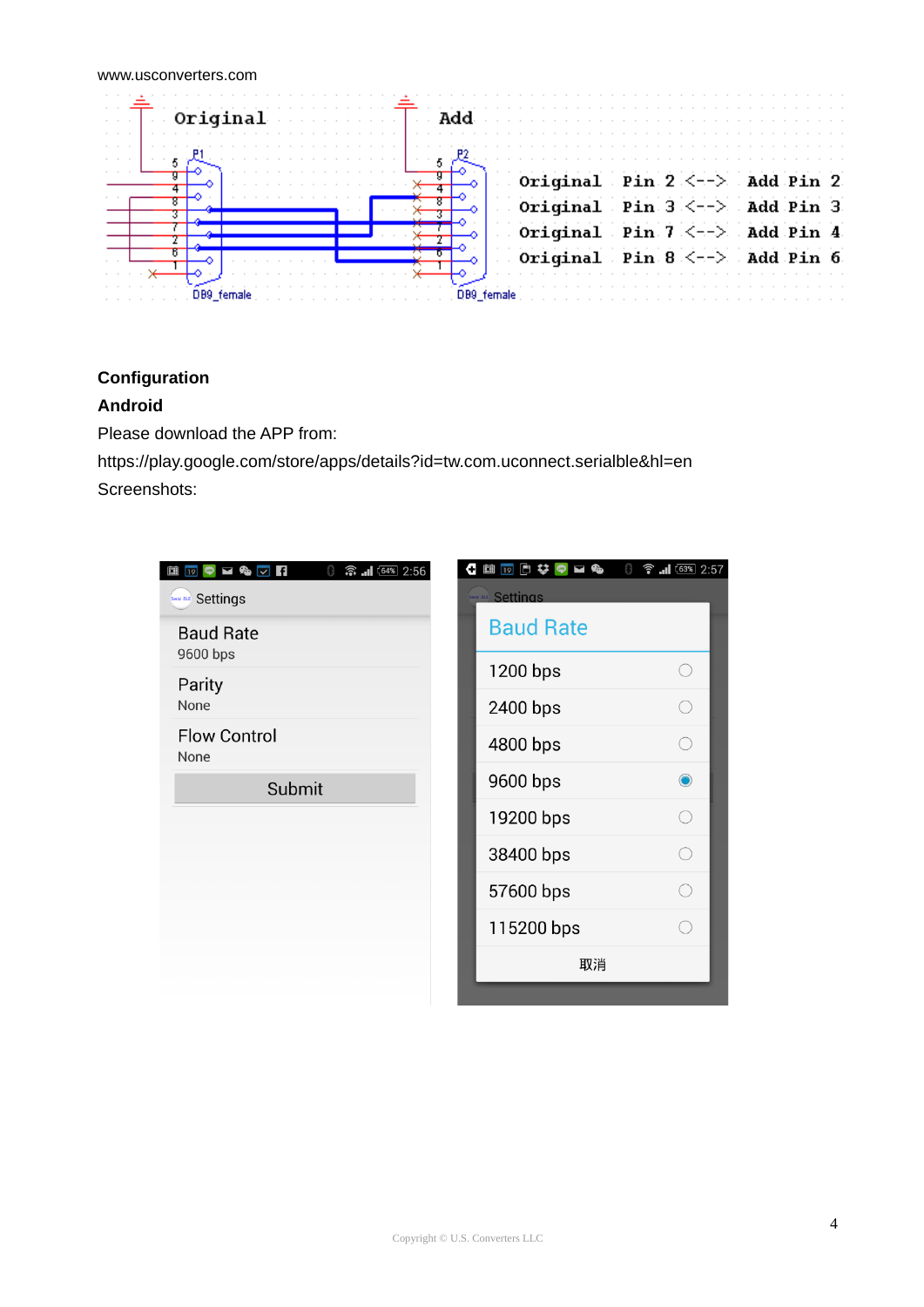www.usconverters.com

Original Pin 2 <--> Add Pin 2
Original Pin 3 <--> Add Pin 3
Original Pin 7 <--> Add Pin 4
Original Pin 8 <--> Add Pin 6

**Configuration**

**Android**

Please download the APP from:

https://play.google.com/store/apps/details?id=tw.com.uconnect.serialble&hl=en

Screenshots: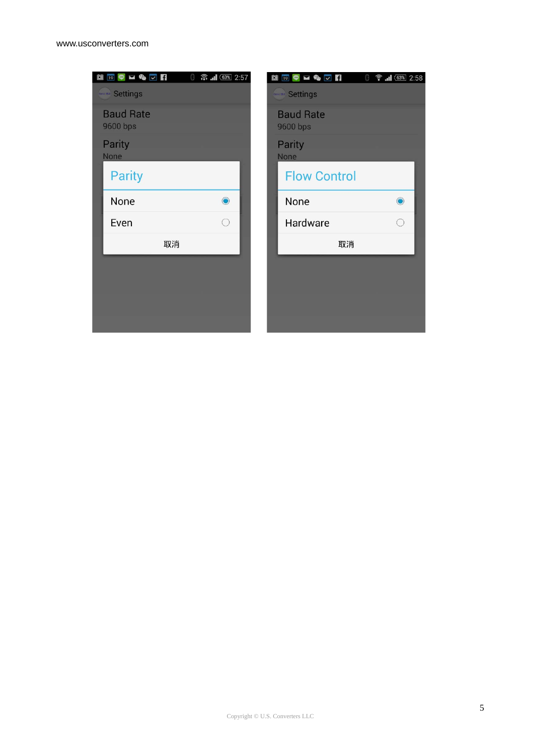Settings

Baud Rate
9600 bps

Parity
None

**Parity**

- None ◉
- Even ○

取消

Settings

Baud Rate
9600 bps

Parity
None

**Flow Control**

- None ◉
- Hardware ○

取消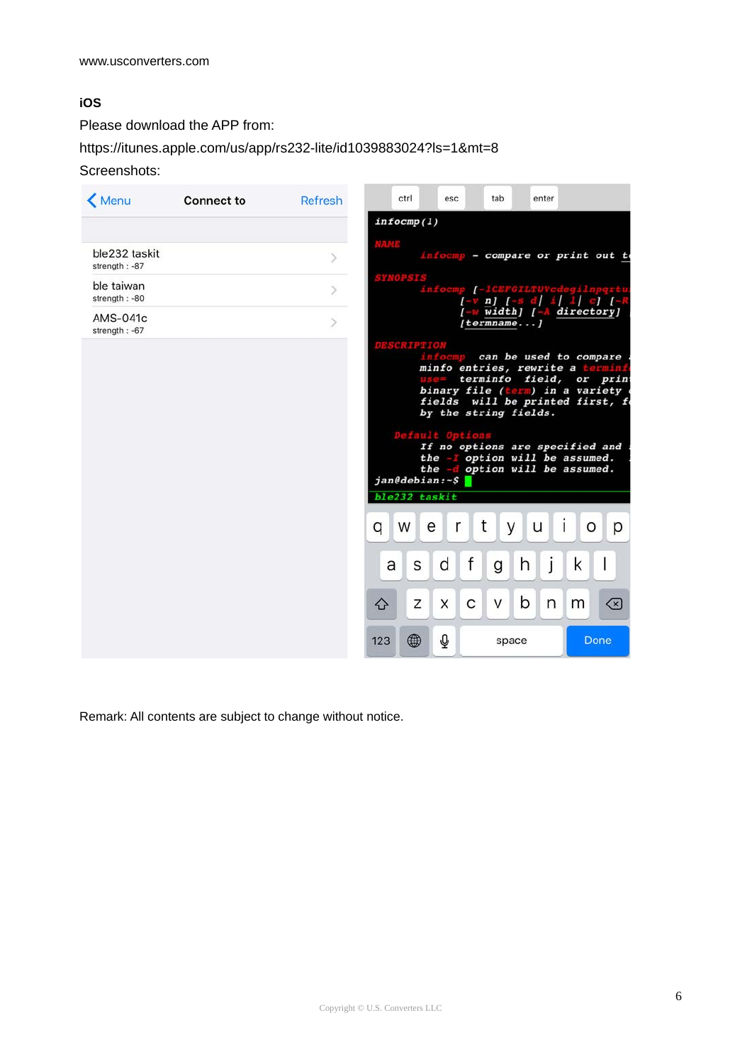www.usconverters.com

### iOS

Please download the APP from:

https://itunes.apple.com/us/app/rs232-lite/id1039883024?ls=1&mt=8

Screenshots:

Remark: All contents are subject to change without notice.

Copyright © U.S. Converters LLC